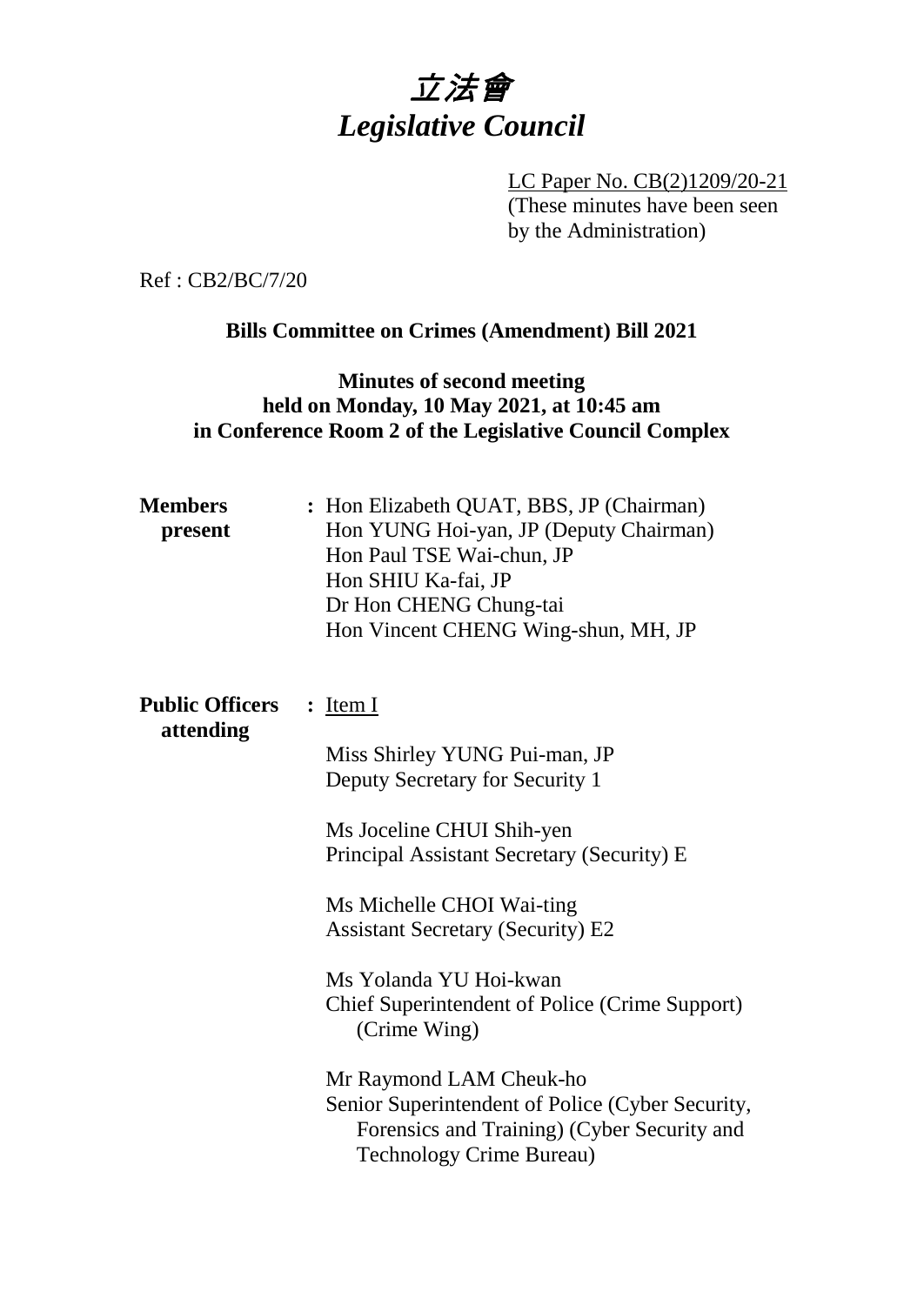# 立法會
# *Legislative Council*

LC Paper No. CB(2)1209/20-21
(These minutes have been seen by the Administration)

Ref : CB2/BC/7/20

**Bills Committee on Crimes (Amendment) Bill 2021**

**Minutes of second meeting held on Monday, 10 May 2021, at 10:45 am in Conference Room 2 of the Legislative Council Complex**

**Members present** : Hon Elizabeth QUAT, BBS, JP (Chairman)
Hon YUNG Hoi-yan, JP (Deputy Chairman)
Hon Paul TSE Wai-chun, JP
Hon SHIU Ka-fai, JP
Dr Hon CHENG Chung-tai
Hon Vincent CHENG Wing-shun, MH, JP

**Public Officers attending** : Item I

Miss Shirley YUNG Pui-man, JP
Deputy Secretary for Security 1

Ms Joceline CHUI Shih-yen
Principal Assistant Secretary (Security) E

Ms Michelle CHOI Wai-ting
Assistant Secretary (Security) E2

Ms Yolanda YU Hoi-kwan
Chief Superintendent of Police (Crime Support) (Crime Wing)

Mr Raymond LAM Cheuk-ho
Senior Superintendent of Police (Cyber Security, Forensics and Training) (Cyber Security and Technology Crime Bureau)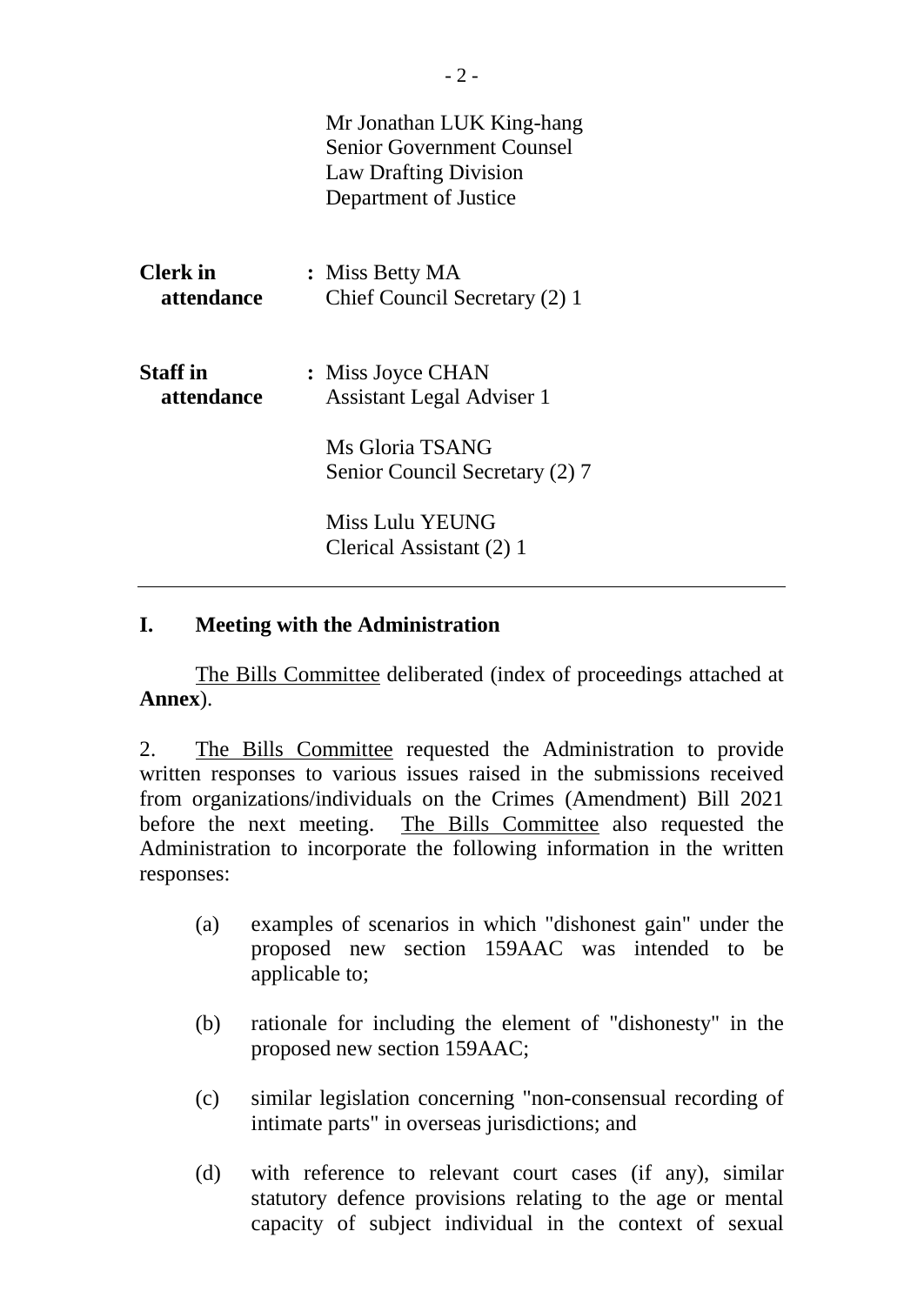Mr Jonathan LUK King-hang
Senior Government Counsel
Law Drafting Division
Department of Justice

**Clerk in attendance** : Miss Betty MA
Chief Council Secretary (2) 1

**Staff in attendance** : Miss Joyce CHAN
Assistant Legal Adviser 1

Ms Gloria TSANG
Senior Council Secretary (2) 7

Miss Lulu YEUNG
Clerical Assistant (2) 1

---

## I. Meeting with the Administration

The Bills Committee deliberated (index of proceedings attached at **Annex**).

2. The Bills Committee requested the Administration to provide written responses to various issues raised in the submissions received from organizations/individuals on the Crimes (Amendment) Bill 2021 before the next meeting. The Bills Committee also requested the Administration to incorporate the following information in the written responses:

(a) examples of scenarios in which "dishonest gain" under the proposed new section 159AAC was intended to be applicable to;

(b) rationale for including the element of "dishonesty" in the proposed new section 159AAC;

(c) similar legislation concerning "non-consensual recording of intimate parts" in overseas jurisdictions; and

(d) with reference to relevant court cases (if any), similar statutory defence provisions relating to the age or mental capacity of subject individual in the context of sexual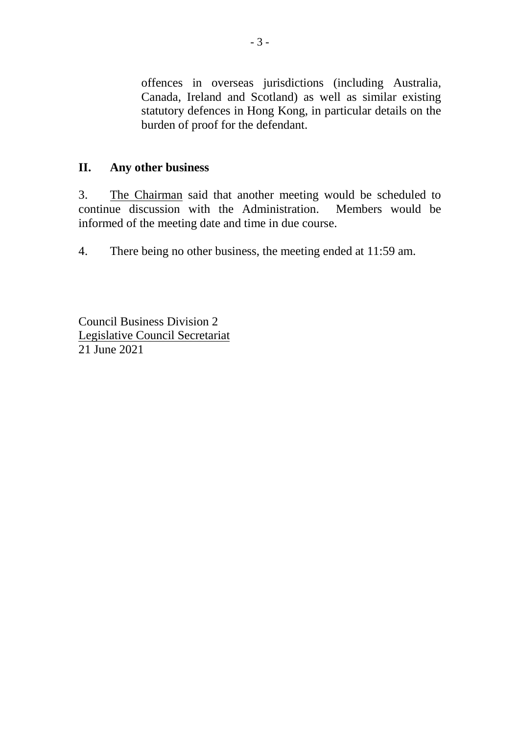offences in overseas jurisdictions (including Australia, Canada, Ireland and Scotland) as well as similar existing statutory defences in Hong Kong, in particular details on the burden of proof for the defendant.

## II. Any other business

3. The Chairman said that another meeting would be scheduled to continue discussion with the Administration. Members would be informed of the meeting date and time in due course.

4. There being no other business, the meeting ended at 11:59 am.

Council Business Division 2
Legislative Council Secretariat
21 June 2021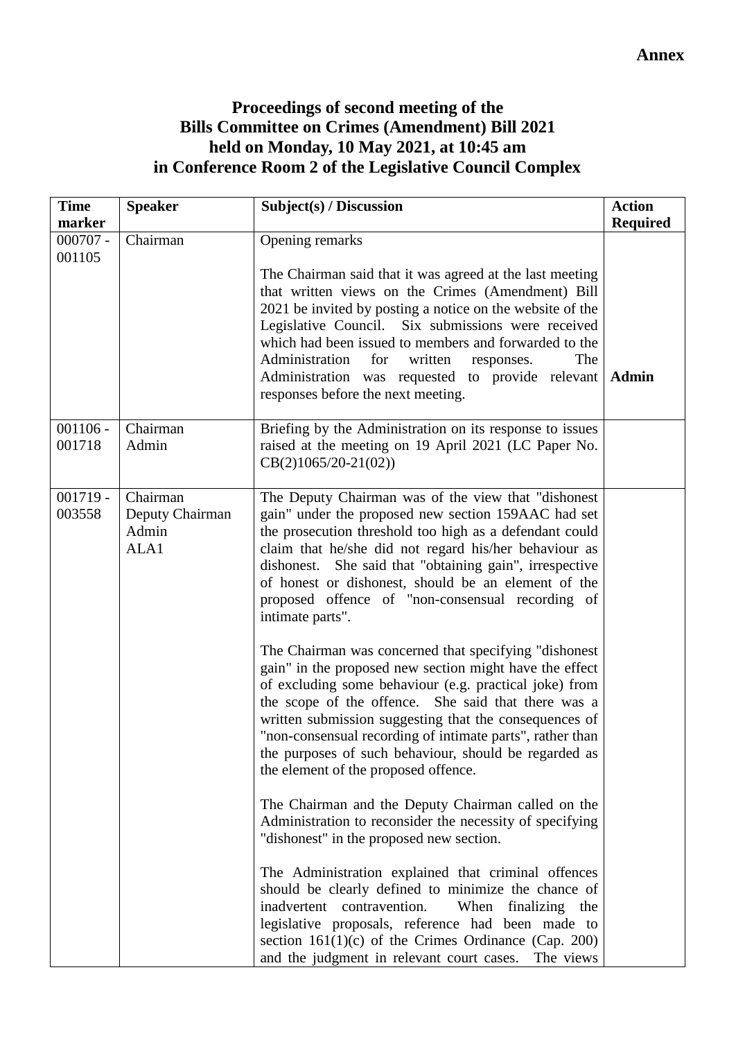**Annex**

## Proceedings of second meeting of the Bills Committee on Crimes (Amendment) Bill 2021 held on Monday, 10 May 2021, at 10:45 am in Conference Room 2 of the Legislative Council Complex

| Time marker | Speaker | Subject(s) / Discussion | Action Required |
|---|---|---|---|
| 000707 - 001105 | Chairman | Opening remarks<br><br>The Chairman said that it was agreed at the last meeting that written views on the Crimes (Amendment) Bill 2021 be invited by posting a notice on the website of the Legislative Council. Six submissions were received which had been issued to members and forwarded to the Administration for written responses. The Administration was requested to provide relevant responses before the next meeting. | **Admin** |
| 001106 - 001718 | Chairman<br>Admin | Briefing by the Administration on its response to issues raised at the meeting on 19 April 2021 (LC Paper No. CB(2)1065/20-21(02)) | |
| 001719 - 003558 | Chairman<br>Deputy Chairman<br>Admin<br>ALA1 | The Deputy Chairman was of the view that "dishonest gain" under the proposed new section 159AAC had set the prosecution threshold too high as a defendant could claim that he/she did not regard his/her behaviour as dishonest. She said that "obtaining gain", irrespective of honest or dishonest, should be an element of the proposed offence of "non-consensual recording of intimate parts".<br><br>The Chairman was concerned that specifying "dishonest gain" in the proposed new section might have the effect of excluding some behaviour (e.g. practical joke) from the scope of the offence. She said that there was a written submission suggesting that the consequences of "non-consensual recording of intimate parts", rather than the purposes of such behaviour, should be regarded as the element of the proposed offence.<br><br>The Chairman and the Deputy Chairman called on the Administration to reconsider the necessity of specifying "dishonest" in the proposed new section.<br><br>The Administration explained that criminal offences should be clearly defined to minimize the chance of inadvertent contravention. When finalizing the legislative proposals, reference had been made to section 161(1)(c) of the Crimes Ordinance (Cap. 200) and the judgment in relevant court cases. The views | |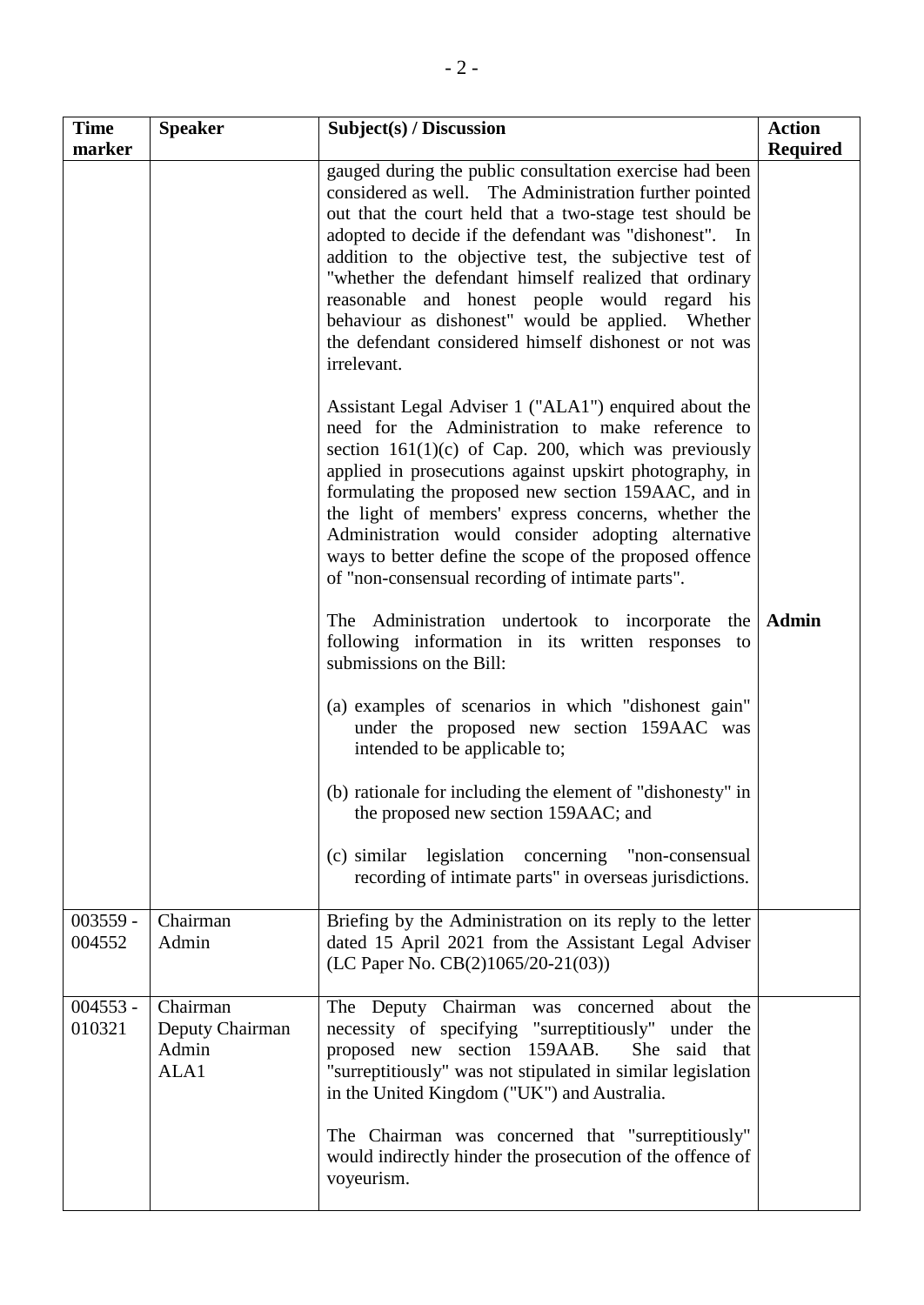| Time marker | Speaker | Subject(s) / Discussion | Action Required |
|---|---|---|---|
| | | gauged during the public consultation exercise had been considered as well. The Administration further pointed out that the court held that a two-stage test should be adopted to decide if the defendant was "dishonest". In addition to the objective test, the subjective test of "whether the defendant himself realized that ordinary reasonable and honest people would regard his behaviour as dishonest" would be applied. Whether the defendant considered himself dishonest or not was irrelevant.<br><br>Assistant Legal Adviser 1 ("ALA1") enquired about the need for the Administration to make reference to section 161(1)(c) of Cap. 200, which was previously applied in prosecutions against upskirt photography, in formulating the proposed new section 159AAC, and in the light of members' express concerns, whether the Administration would consider adopting alternative ways to better define the scope of the proposed offence of "non-consensual recording of intimate parts".<br><br>The Administration undertook to incorporate the following information in its written responses to submissions on the Bill:<br><br>(a) examples of scenarios in which "dishonest gain" under the proposed new section 159AAC was intended to be applicable to;<br><br>(b) rationale for including the element of "dishonesty" in the proposed new section 159AAC; and<br><br>(c) similar legislation concerning "non-consensual recording of intimate parts" in overseas jurisdictions. | **Admin** |
| 003559 - 004552 | Chairman<br>Admin | Briefing by the Administration on its reply to the letter dated 15 April 2021 from the Assistant Legal Adviser (LC Paper No. CB(2)1065/20-21(03)) | |
| 004553 - 010321 | Chairman<br>Deputy Chairman<br>Admin<br>ALA1 | The Deputy Chairman was concerned about the necessity of specifying "surreptitiously" under the proposed new section 159AAB. She said that "surreptitiously" was not stipulated in similar legislation in the United Kingdom ("UK") and Australia.<br><br>The Chairman was concerned that "surreptitiously" would indirectly hinder the prosecution of the offence of voyeurism. | |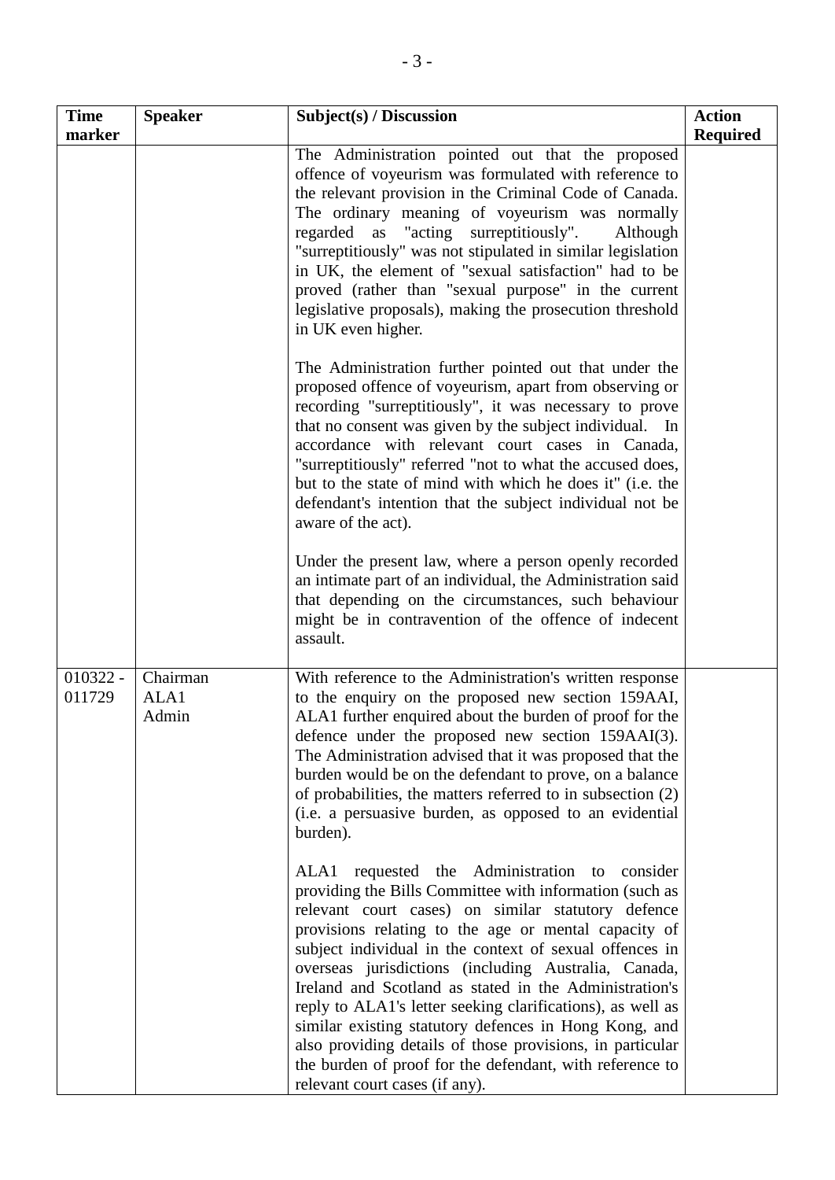| Time marker | Speaker | Subject(s) / Discussion | Action Required |
|---|---|---|---|
| | | The Administration pointed out that the proposed offence of voyeurism was formulated with reference to the relevant provision in the Criminal Code of Canada. The ordinary meaning of voyeurism was normally regarded as "acting surreptitiously". Although "surreptitiously" was not stipulated in similar legislation in UK, the element of "sexual satisfaction" had to be proved (rather than "sexual purpose" in the current legislative proposals), making the prosecution threshold in UK even higher.<br><br>The Administration further pointed out that under the proposed offence of voyeurism, apart from observing or recording "surreptitiously", it was necessary to prove that no consent was given by the subject individual. In accordance with relevant court cases in Canada, "surreptitiously" referred "not to what the accused does, but to the state of mind with which he does it" (i.e. the defendant's intention that the subject individual not be aware of the act).<br><br>Under the present law, where a person openly recorded an intimate part of an individual, the Administration said that depending on the circumstances, such behaviour might be in contravention of the offence of indecent assault. | |
| 010322 - 011729 | Chairman<br>ALA1<br>Admin | With reference to the Administration's written response to the enquiry on the proposed new section 159AAI, ALA1 further enquired about the burden of proof for the defence under the proposed new section 159AAI(3). The Administration advised that it was proposed that the burden would be on the defendant to prove, on a balance of probabilities, the matters referred to in subsection (2) (i.e. a persuasive burden, as opposed to an evidential burden).<br><br>ALA1 requested the Administration to consider providing the Bills Committee with information (such as relevant court cases) on similar statutory defence provisions relating to the age or mental capacity of subject individual in the context of sexual offences in overseas jurisdictions (including Australia, Canada, Ireland and Scotland as stated in the Administration's reply to ALA1's letter seeking clarifications), as well as similar existing statutory defences in Hong Kong, and also providing details of those provisions, in particular the burden of proof for the defendant, with reference to relevant court cases (if any). | |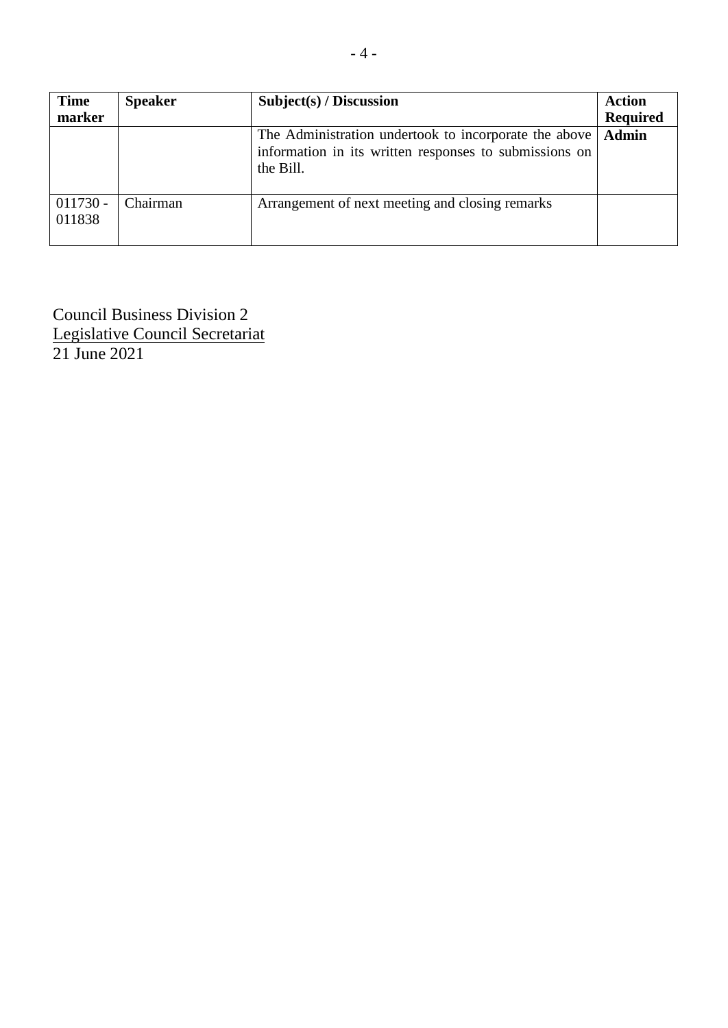| Time marker | Speaker | Subject(s) / Discussion | Action Required |
|---|---|---|---|
| | | The Administration undertook to incorporate the above information in its written responses to submissions on the Bill. | **Admin** |
| 011730 - 011838 | Chairman | Arrangement of next meeting and closing remarks | |

Council Business Division 2
Legislative Council Secretariat
21 June 2021